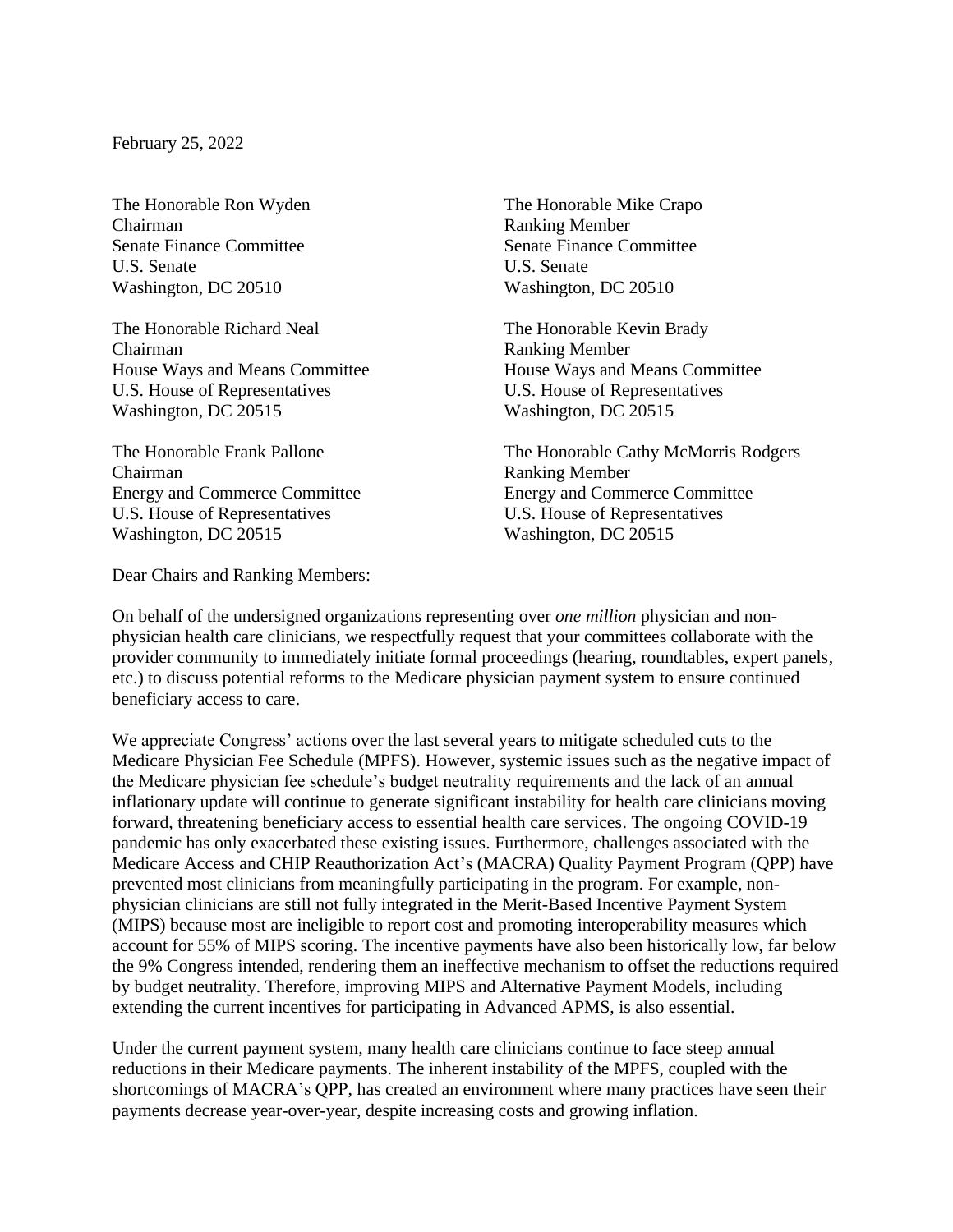February 25, 2022

The Honorable Ron Wyden
Chairman
Senate Finance Committee
U.S. Senate
Washington, DC 20510

The Honorable Mike Crapo
Ranking Member
Senate Finance Committee
U.S. Senate
Washington, DC 20510

The Honorable Richard Neal
Chairman
House Ways and Means Committee
U.S. House of Representatives
Washington, DC 20515

The Honorable Kevin Brady
Ranking Member
House Ways and Means Committee
U.S. House of Representatives
Washington, DC 20515

The Honorable Frank Pallone
Chairman
Energy and Commerce Committee
U.S. House of Representatives
Washington, DC 20515

The Honorable Cathy McMorris Rodgers
Ranking Member
Energy and Commerce Committee
U.S. House of Representatives
Washington, DC 20515

Dear Chairs and Ranking Members:

On behalf of the undersigned organizations representing over *one million* physician and non-physician health care clinicians, we respectfully request that your committees collaborate with the provider community to immediately initiate formal proceedings (hearing, roundtables, expert panels, etc.) to discuss potential reforms to the Medicare physician payment system to ensure continued beneficiary access to care.

We appreciate Congress' actions over the last several years to mitigate scheduled cuts to the Medicare Physician Fee Schedule (MPFS). However, systemic issues such as the negative impact of the Medicare physician fee schedule's budget neutrality requirements and the lack of an annual inflationary update will continue to generate significant instability for health care clinicians moving forward, threatening beneficiary access to essential health care services. The ongoing COVID-19 pandemic has only exacerbated these existing issues. Furthermore, challenges associated with the Medicare Access and CHIP Reauthorization Act's (MACRA) Quality Payment Program (QPP) have prevented most clinicians from meaningfully participating in the program. For example, non-physician clinicians are still not fully integrated in the Merit-Based Incentive Payment System (MIPS) because most are ineligible to report cost and promoting interoperability measures which account for 55% of MIPS scoring. The incentive payments have also been historically low, far below the 9% Congress intended, rendering them an ineffective mechanism to offset the reductions required by budget neutrality. Therefore, improving MIPS and Alternative Payment Models, including extending the current incentives for participating in Advanced APMS, is also essential.

Under the current payment system, many health care clinicians continue to face steep annual reductions in their Medicare payments. The inherent instability of the MPFS, coupled with the shortcomings of MACRA's QPP, has created an environment where many practices have seen their payments decrease year-over-year, despite increasing costs and growing inflation.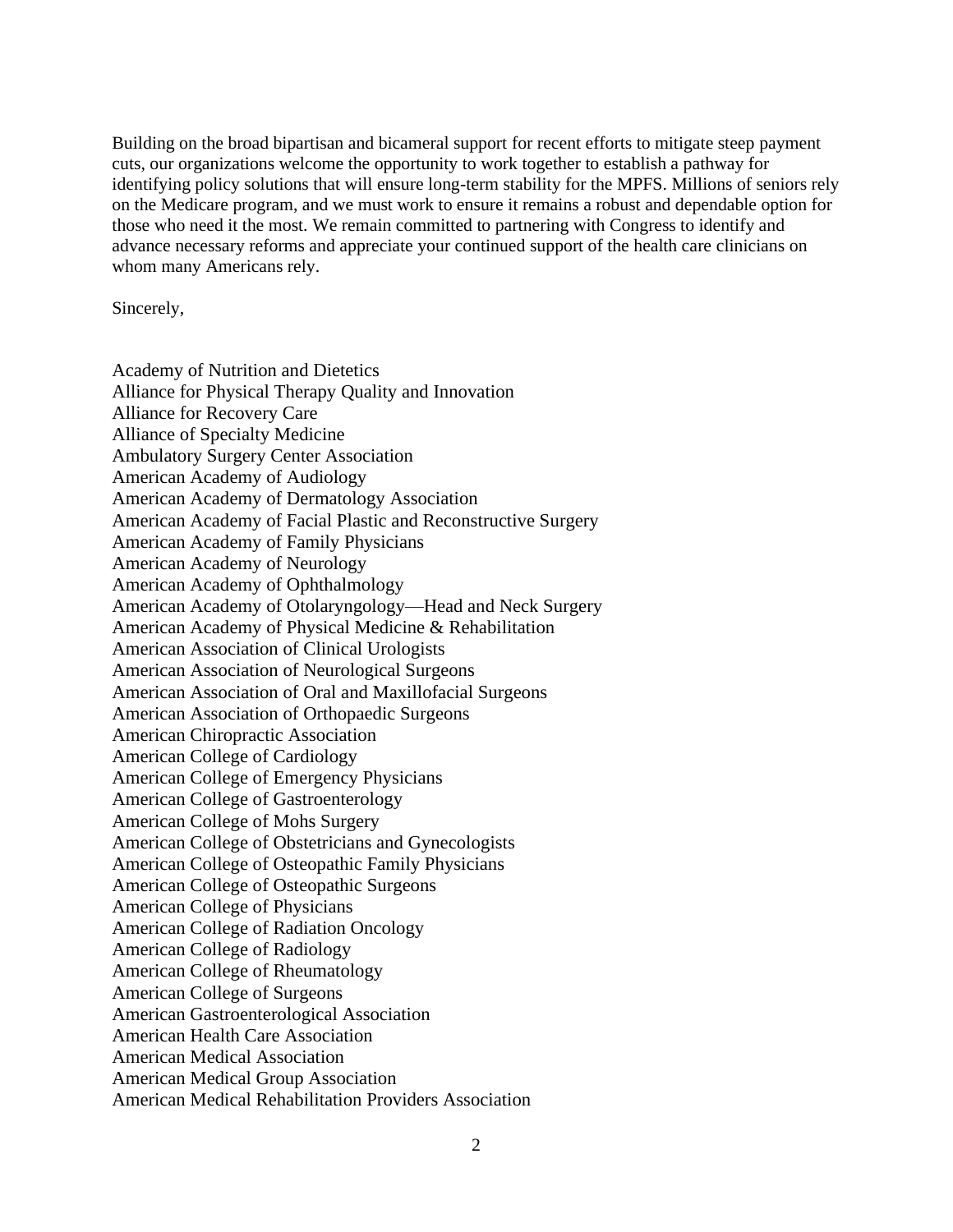Building on the broad bipartisan and bicameral support for recent efforts to mitigate steep payment cuts, our organizations welcome the opportunity to work together to establish a pathway for identifying policy solutions that will ensure long-term stability for the MPFS. Millions of seniors rely on the Medicare program, and we must work to ensure it remains a robust and dependable option for those who need it the most. We remain committed to partnering with Congress to identify and advance necessary reforms and appreciate your continued support of the health care clinicians on whom many Americans rely.

Sincerely,

Academy of Nutrition and Dietetics
Alliance for Physical Therapy Quality and Innovation
Alliance for Recovery Care
Alliance of Specialty Medicine
Ambulatory Surgery Center Association
American Academy of Audiology
American Academy of Dermatology Association
American Academy of Facial Plastic and Reconstructive Surgery
American Academy of Family Physicians
American Academy of Neurology
American Academy of Ophthalmology
American Academy of Otolaryngology—Head and Neck Surgery
American Academy of Physical Medicine & Rehabilitation
American Association of Clinical Urologists
American Association of Neurological Surgeons
American Association of Oral and Maxillofacial Surgeons
American Association of Orthopaedic Surgeons
American Chiropractic Association
American College of Cardiology
American College of Emergency Physicians
American College of Gastroenterology
American College of Mohs Surgery
American College of Obstetricians and Gynecologists
American College of Osteopathic Family Physicians
American College of Osteopathic Surgeons
American College of Physicians
American College of Radiation Oncology
American College of Radiology
American College of Rheumatology
American College of Surgeons
American Gastroenterological Association
American Health Care Association
American Medical Association
American Medical Group Association
American Medical Rehabilitation Providers Association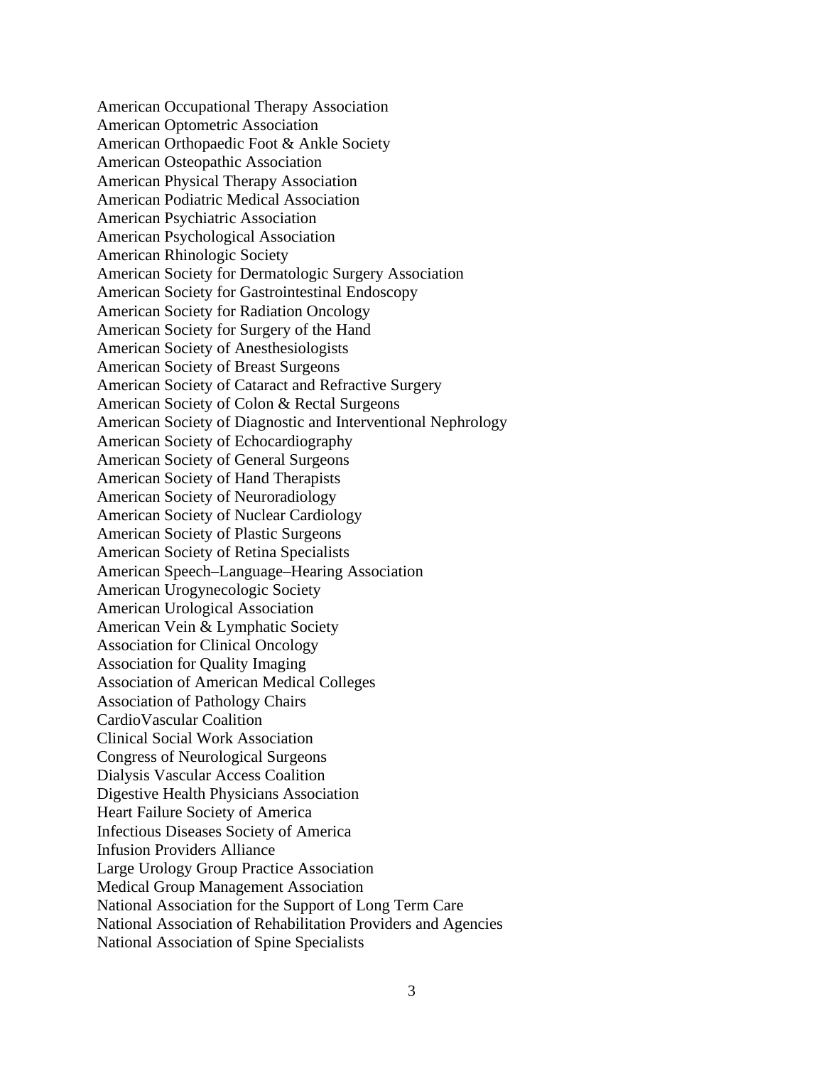American Occupational Therapy Association
American Optometric Association
American Orthopaedic Foot & Ankle Society
American Osteopathic Association
American Physical Therapy Association
American Podiatric Medical Association
American Psychiatric Association
American Psychological Association
American Rhinologic Society
American Society for Dermatologic Surgery Association
American Society for Gastrointestinal Endoscopy
American Society for Radiation Oncology
American Society for Surgery of the Hand
American Society of Anesthesiologists
American Society of Breast Surgeons
American Society of Cataract and Refractive Surgery
American Society of Colon & Rectal Surgeons
American Society of Diagnostic and Interventional Nephrology
American Society of Echocardiography
American Society of General Surgeons
American Society of Hand Therapists
American Society of Neuroradiology
American Society of Nuclear Cardiology
American Society of Plastic Surgeons
American Society of Retina Specialists
American Speech–Language–Hearing Association
American Urogynecologic Society
American Urological Association
American Vein & Lymphatic Society
Association for Clinical Oncology
Association for Quality Imaging
Association of American Medical Colleges
Association of Pathology Chairs
CardioVascular Coalition
Clinical Social Work Association
Congress of Neurological Surgeons
Dialysis Vascular Access Coalition
Digestive Health Physicians Association
Heart Failure Society of America
Infectious Diseases Society of America
Infusion Providers Alliance
Large Urology Group Practice Association
Medical Group Management Association
National Association for the Support of Long Term Care
National Association of Rehabilitation Providers and Agencies
National Association of Spine Specialists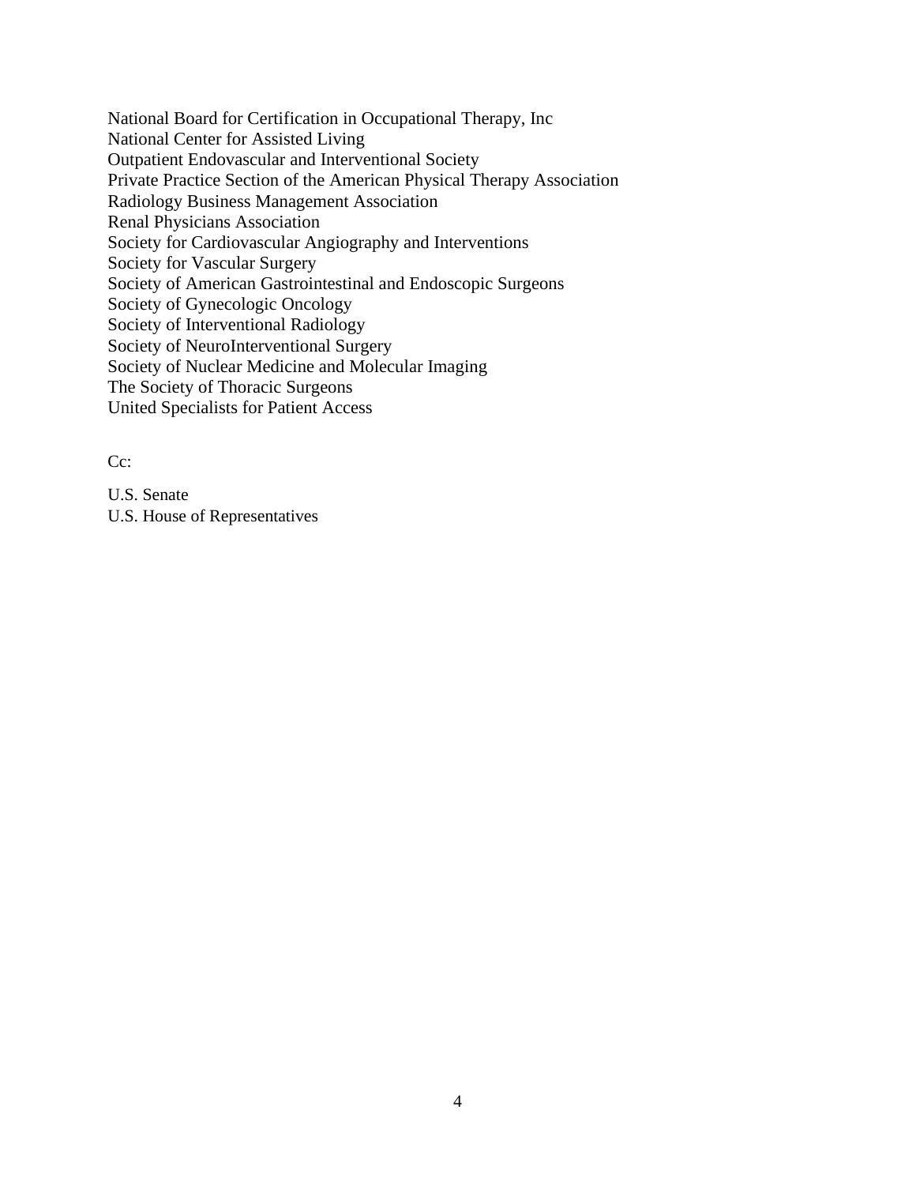National Board for Certification in Occupational Therapy, Inc
National Center for Assisted Living
Outpatient Endovascular and Interventional Society
Private Practice Section of the American Physical Therapy Association
Radiology Business Management Association
Renal Physicians Association
Society for Cardiovascular Angiography and Interventions
Society for Vascular Surgery
Society of American Gastrointestinal and Endoscopic Surgeons
Society of Gynecologic Oncology
Society of Interventional Radiology
Society of NeuroInterventional Surgery
Society of Nuclear Medicine and Molecular Imaging
The Society of Thoracic Surgeons
United Specialists for Patient Access

Cc:

U.S. Senate
U.S. House of Representatives